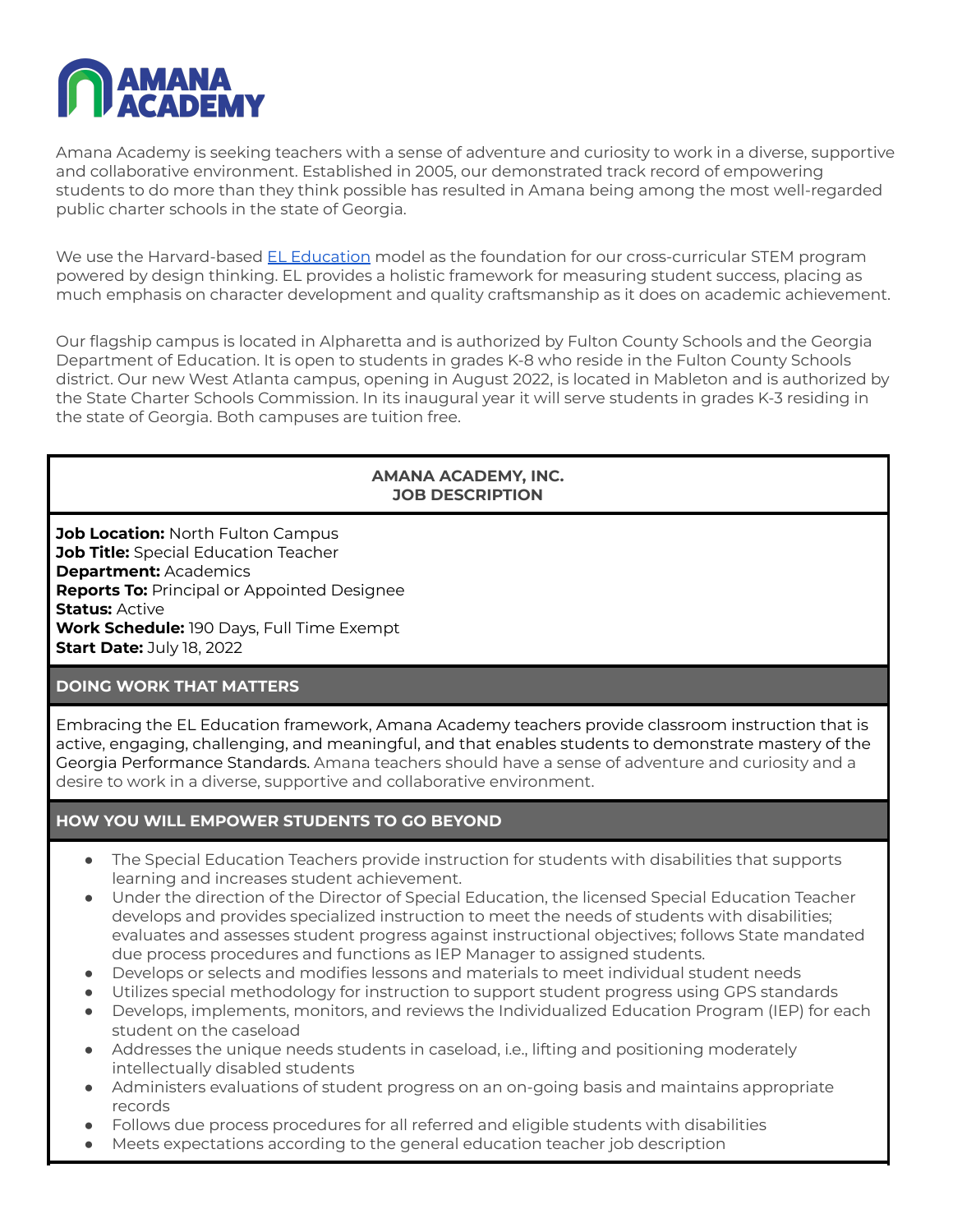# AMANA ACADEMY

Amana Academy is seeking teachers with a sense of adventure and curiosity to work in a diverse, supportive and collaborative environment. Established in 2005, our demonstrated track record of empowering students to do more than they think possible has resulted in Amana being among the most well-regarded public charter schools in the state of Georgia.

We use the Harvard-based [EL Education] model as the foundation for our cross-curricular STEM program powered by design thinking. EL provides a holistic framework for measuring student success, placing as much emphasis on character development and quality craftsmanship as it does on academic achievement.

Our flagship campus is located in Alpharetta and is authorized by Fulton County Schools and the Georgia Department of Education. It is open to students in grades K-8 who reside in the Fulton County Schools district. Our new West Atlanta campus, opening in August 2022, is located in Mableton and is authorized by the State Charter Schools Commission. In its inaugural year it will serve students in grades K-3 residing in the state of Georgia. Both campuses are tuition free.

## AMANA ACADEMY, INC.
## JOB DESCRIPTION

**Job Location:** North Fulton Campus
**Job Title:** Special Education Teacher
**Department:** Academics
**Reports To:** Principal or Appointed Designee
**Status:** Active
**Work Schedule:** 190 Days, Full Time Exempt
**Start Date:** July 18, 2022

### DOING WORK THAT MATTERS

Embracing the EL Education framework, Amana Academy teachers provide classroom instruction that is active, engaging, challenging, and meaningful, and that enables students to demonstrate mastery of the Georgia Performance Standards. Amana teachers should have a sense of adventure and curiosity and a desire to work in a diverse, supportive and collaborative environment.

### HOW YOU WILL EMPOWER STUDENTS TO GO BEYOND

- The Special Education Teachers provide instruction for students with disabilities that supports learning and increases student achievement.
- Under the direction of the Director of Special Education, the licensed Special Education Teacher develops and provides specialized instruction to meet the needs of students with disabilities; evaluates and assesses student progress against instructional objectives; follows State mandated due process procedures and functions as IEP Manager to assigned students.
- Develops or selects and modifies lessons and materials to meet individual student needs
- Utilizes special methodology for instruction to support student progress using GPS standards
- Develops, implements, monitors, and reviews the Individualized Education Program (IEP) for each student on the caseload
- Addresses the unique needs students in caseload, i.e., lifting and positioning moderately intellectually disabled students
- Administers evaluations of student progress on an on-going basis and maintains appropriate records
- Follows due process procedures for all referred and eligible students with disabilities
- Meets expectations according to the general education teacher job description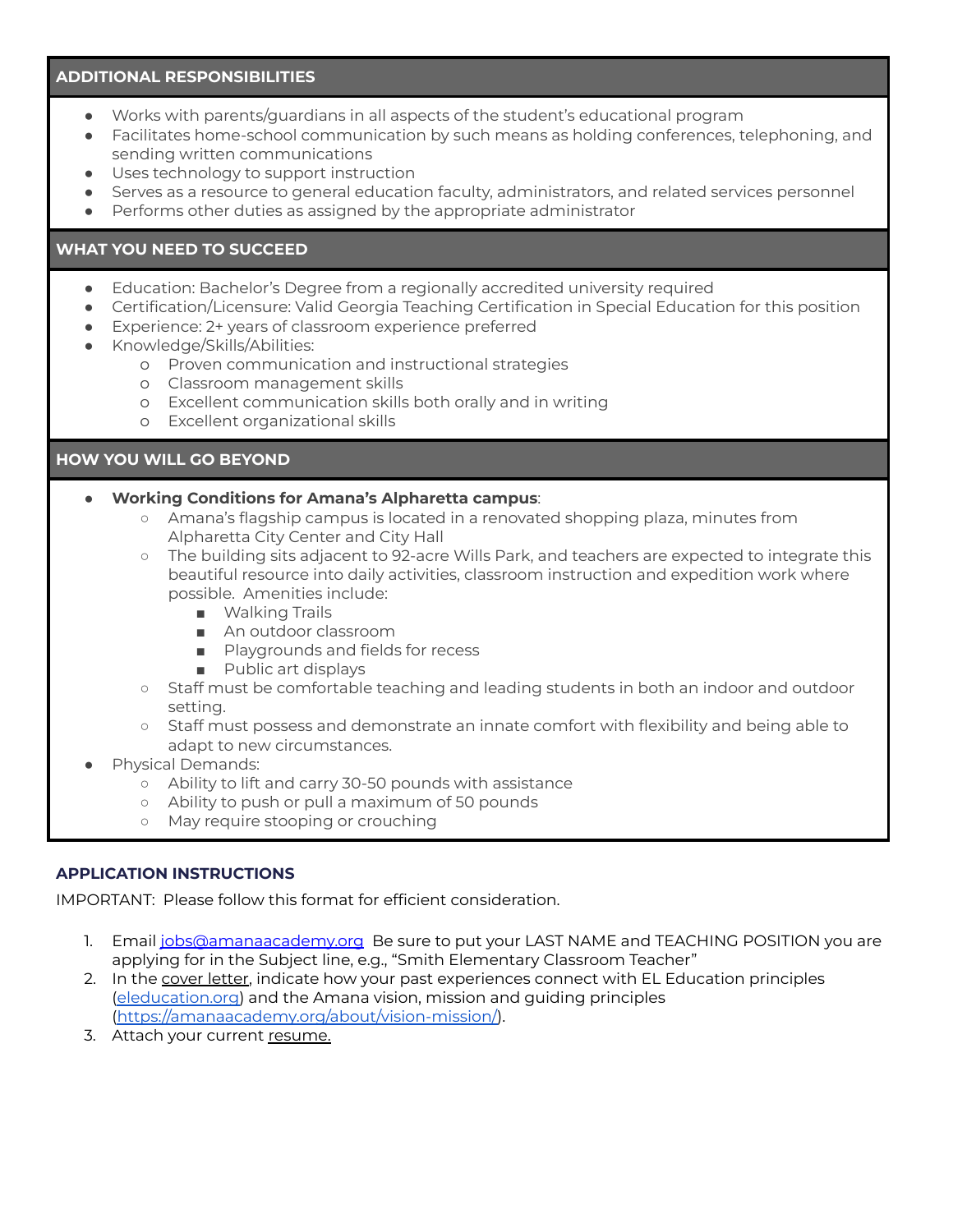## ADDITIONAL RESPONSIBILITIES

- Works with parents/guardians in all aspects of the student's educational program
- Facilitates home-school communication by such means as holding conferences, telephoning, and sending written communications
- Uses technology to support instruction
- Serves as a resource to general education faculty, administrators, and related services personnel
- Performs other duties as assigned by the appropriate administrator

## WHAT YOU NEED TO SUCCEED

- Education: Bachelor's Degree from a regionally accredited university required
- Certification/Licensure: Valid Georgia Teaching Certification in Special Education for this position
- Experience: 2+ years of classroom experience preferred
- Knowledge/Skills/Abilities:
  - Proven communication and instructional strategies
  - Classroom management skills
  - Excellent communication skills both orally and in writing
  - Excellent organizational skills

## HOW YOU WILL GO BEYOND

- **Working Conditions for Amana's Alpharetta campus**:
  - Amana's flagship campus is located in a renovated shopping plaza, minutes from Alpharetta City Center and City Hall
  - The building sits adjacent to 92-acre Wills Park, and teachers are expected to integrate this beautiful resource into daily activities, classroom instruction and expedition work where possible. Amenities include:
    - Walking Trails
    - An outdoor classroom
    - Playgrounds and fields for recess
    - Public art displays
  - Staff must be comfortable teaching and leading students in both an indoor and outdoor setting.
  - Staff must possess and demonstrate an innate comfort with flexibility and being able to adapt to new circumstances.
- Physical Demands:
  - Ability to lift and carry 30-50 pounds with assistance
  - Ability to push or pull a maximum of 50 pounds
  - May require stooping or crouching

## APPLICATION INSTRUCTIONS

IMPORTANT: Please follow this format for efficient consideration.

1. Email jobs@amanaacademy.org Be sure to put your LAST NAME and TEACHING POSITION you are applying for in the Subject line, e.g., "Smith Elementary Classroom Teacher"
2. In the cover letter, indicate how your past experiences connect with EL Education principles (eleducation.org) and the Amana vision, mission and guiding principles (https://amanaacademy.org/about/vision-mission/).
3. Attach your current resume.